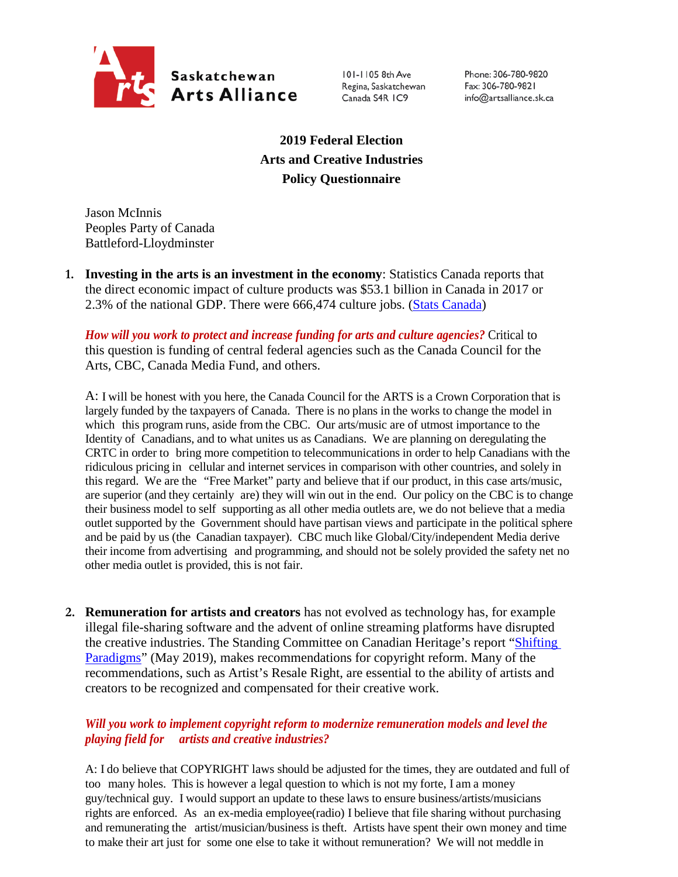Saskatchewan Arts Alliance

101-1105 8th Ave
Regina, Saskatchewan
Canada S4R 1C9

Phone: 306-780-9820
Fax: 306-780-9821
info@artsalliance.sk.ca

# 2019 Federal Election
# Arts and Creative Industries
# Policy Questionnaire

Jason McInnis
Peoples Party of Canada
Battleford-Lloydminster

1. **Investing in the arts is an investment in the economy**: Statistics Canada reports that the direct economic impact of culture products was $53.1 billion in Canada in 2017 or 2.3% of the national GDP. There were 666,474 culture jobs. (Stats Canada)

   ***How will you work to protect and increase funding for arts and culture agencies?*** Critical to this question is funding of central federal agencies such as the Canada Council for the Arts, CBC, Canada Media Fund, and others.

   A: I will be honest with you here, the Canada Council for the ARTS is a Crown Corporation that is largely funded by the taxpayers of Canada. There is no plans in the works to change the model in which this program runs, aside from the CBC. Our arts/music are of utmost importance to the Identity of Canadians, and to what unites us as Canadians. We are planning on deregulating the CRTC in order to bring more competition to telecommunications in order to help Canadians with the ridiculous pricing in cellular and internet services in comparison with other countries, and solely in this regard. We are the "Free Market" party and believe that if our product, in this case arts/music, are superior (and they certainly are) they will win out in the end. Our policy on the CBC is to change their business model to self supporting as all other media outlets are, we do not believe that a media outlet supported by the Government should have partisan views and participate in the political sphere and be paid by us (the Canadian taxpayer). CBC much like Global/City/independent Media derive their income from advertising and programming, and should not be solely provided the safety net no other media outlet is provided, this is not fair.

2. **Remuneration for artists and creators** has not evolved as technology has, for example illegal file-sharing software and the advent of online streaming platforms have disrupted the creative industries. The Standing Committee on Canadian Heritage's report "Shifting Paradigms" (May 2019), makes recommendations for copyright reform. Many of the recommendations, such as Artist's Resale Right, are essential to the ability of artists and creators to be recognized and compensated for their creative work.

   ***Will you work to implement copyright reform to modernize remuneration models and level the playing field for artists and creative industries?***

   A: I do believe that COPYRIGHT laws should be adjusted for the times, they are outdated and full of too many holes. This is however a legal question to which is not my forte, I am a money guy/technical guy. I would support an update to these laws to ensure business/artists/musicians rights are enforced. As an ex-media employee(radio) I believe that file sharing without purchasing and remunerating the artist/musician/business is theft. Artists have spent their own money and time to make their art just for some one else to take it without remuneration? We will not meddle in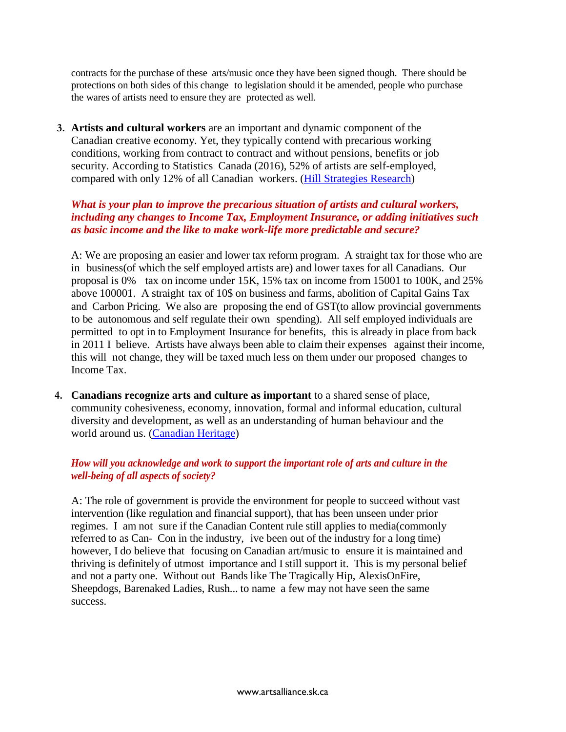contracts for the purchase of these arts/music once they have been signed though. There should be protections on both sides of this change to legislation should it be amended, people who purchase the wares of artists need to ensure they are protected as well.

3. **Artists and cultural workers** are an important and dynamic component of the Canadian creative economy. Yet, they typically contend with precarious working conditions, working from contract to contract and without pensions, benefits or job security. According to Statistics Canada (2016), 52% of artists are self-employed, compared with only 12% of all Canadian workers. ([Hill Strategies Research](Hill Strategies Research))

   ***What is your plan to improve the precarious situation of artists and cultural workers, including any changes to Income Tax, Employment Insurance, or adding initiatives such as basic income and the like to make work-life more predictable and secure?***

   A: We are proposing an easier and lower tax reform program. A straight tax for those who are in business(of which the self employed artists are) and lower taxes for all Canadians. Our proposal is 0% tax on income under 15K, 15% tax on income from 15001 to 100K, and 25% above 100001. A straight tax of 10$ on business and farms, abolition of Capital Gains Tax and Carbon Pricing. We also are proposing the end of GST(to allow provincial governments to be autonomous and self regulate their own spending). All self employed individuals are permitted to opt in to Employment Insurance for benefits, this is already in place from back in 2011 I believe. Artists have always been able to claim their expenses against their income, this will not change, they will be taxed much less on them under our proposed changes to Income Tax.

4. **Canadians recognize arts and culture as important** to a shared sense of place, community cohesiveness, economy, innovation, formal and informal education, cultural diversity and development, as well as an understanding of human behaviour and the world around us. ([Canadian Heritage](Canadian Heritage))

   ***How will you acknowledge and work to support the important role of arts and culture in the well-being of all aspects of society?***

   A: The role of government is provide the environment for people to succeed without vast intervention (like regulation and financial support), that has been unseen under prior regimes. I am not sure if the Canadian Content rule still applies to media(commonly referred to as Can- Con in the industry, ive been out of the industry for a long time) however, I do believe that focusing on Canadian art/music to ensure it is maintained and thriving is definitely of utmost importance and I still support it. This is my personal belief and not a party one. Without out Bands like The Tragically Hip, AlexisOnFire, Sheepdogs, Barenaked Ladies, Rush... to name a few may not have seen the same success.